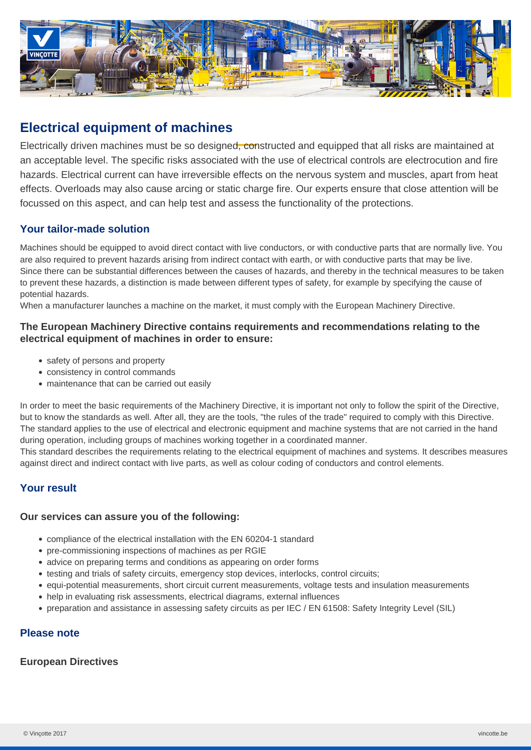# Electrical equipment of machines

Electrically driven machines must be so designed, constructed and equipped that all risks are maintained at an acceptable level. The specific risks associated with the use of electrical controls are electrocution and fire hazards. Electrical current can have irreversible effects on the nervous system and muscles, apart from heat effects. Overloads may also cause arcing or static charge fire. Our experts ensure that close attention will be focussed on this aspect, and can help test and assess the functionality of the protections.

## Your tailor-made solution

Machines should be equipped to avoid direct contact with live conductors, or with conductive parts that are normally live. You are also required to prevent hazards arising from indirect contact with earth, or with conductive parts that may be live.
Since there can be substantial differences between the causes of hazards, and thereby in the technical measures to be taken to prevent these hazards, a distinction is made between different types of safety, for example by specifying the cause of potential hazards.
When a manufacturer launches a machine on the market, it must comply with the European Machinery Directive.

### The European Machinery Directive contains requirements and recommendations relating to the electrical equipment of machines in order to ensure:

- safety of persons and property
- consistency in control commands
- maintenance that can be carried out easily

In order to meet the basic requirements of the Machinery Directive, it is important not only to follow the spirit of the Directive, but to know the standards as well. After all, they are the tools, "the rules of the trade" required to comply with this Directive. The standard applies to the use of electrical and electronic equipment and machine systems that are not carried in the hand during operation, including groups of machines working together in a coordinated manner.
This standard describes the requirements relating to the electrical equipment of machines and systems. It describes measures against direct and indirect contact with live parts, as well as colour coding of conductors and control elements.

## Your result

### Our services can assure you of the following:

- compliance of the electrical installation with the EN 60204-1 standard
- pre-commissioning inspections of machines as per RGIE
- advice on preparing terms and conditions as appearing on order forms
- testing and trials of safety circuits, emergency stop devices, interlocks, control circuits;
- equi-potential measurements, short circuit current measurements, voltage tests and insulation measurements
- help in evaluating risk assessments, electrical diagrams, external influences
- preparation and assistance in assessing safety circuits as per IEC / EN 61508: Safety Integrity Level (SIL)

## Please note

### European Directives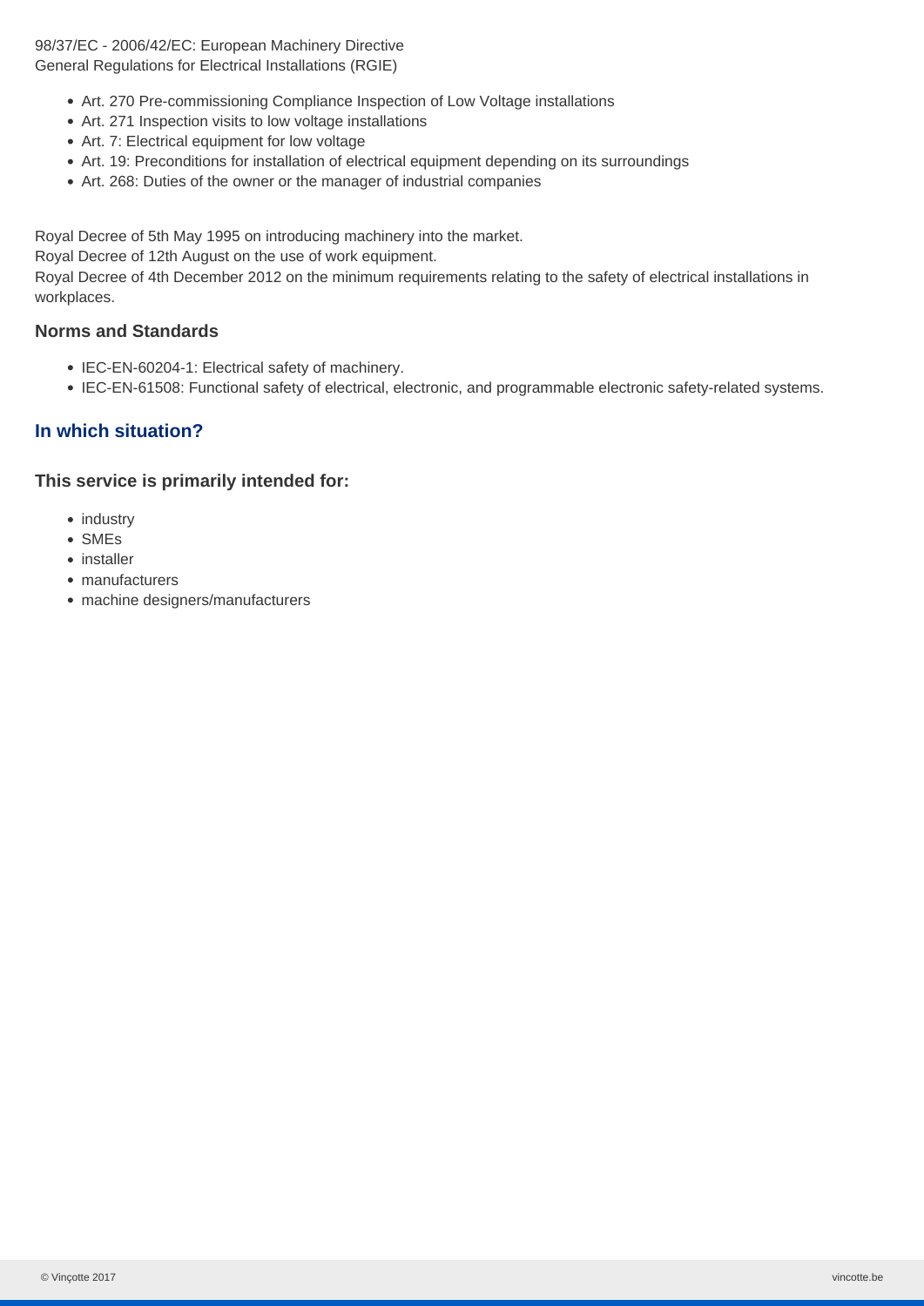98/37/EC - 2006/42/EC: European Machinery Directive
General Regulations for Electrical Installations (RGIE)

- Art. 270 Pre-commissioning Compliance Inspection of Low Voltage installations
- Art. 271 Inspection visits to low voltage installations
- Art. 7: Electrical equipment for low voltage
- Art. 19: Preconditions for installation of electrical equipment depending on its surroundings
- Art. 268: Duties of the owner or the manager of industrial companies

Royal Decree of 5th May 1995 on introducing machinery into the market.
Royal Decree of 12th August on the use of work equipment.
Royal Decree of 4th December 2012 on the minimum requirements relating to the safety of electrical installations in workplaces.

### Norms and Standards

- IEC-EN-60204-1: Electrical safety of machinery.
- IEC-EN-61508: Functional safety of electrical, electronic, and programmable electronic safety-related systems.

## In which situation?

### This service is primarily intended for:

- industry
- SMEs
- installer
- manufacturers
- machine designers/manufacturers